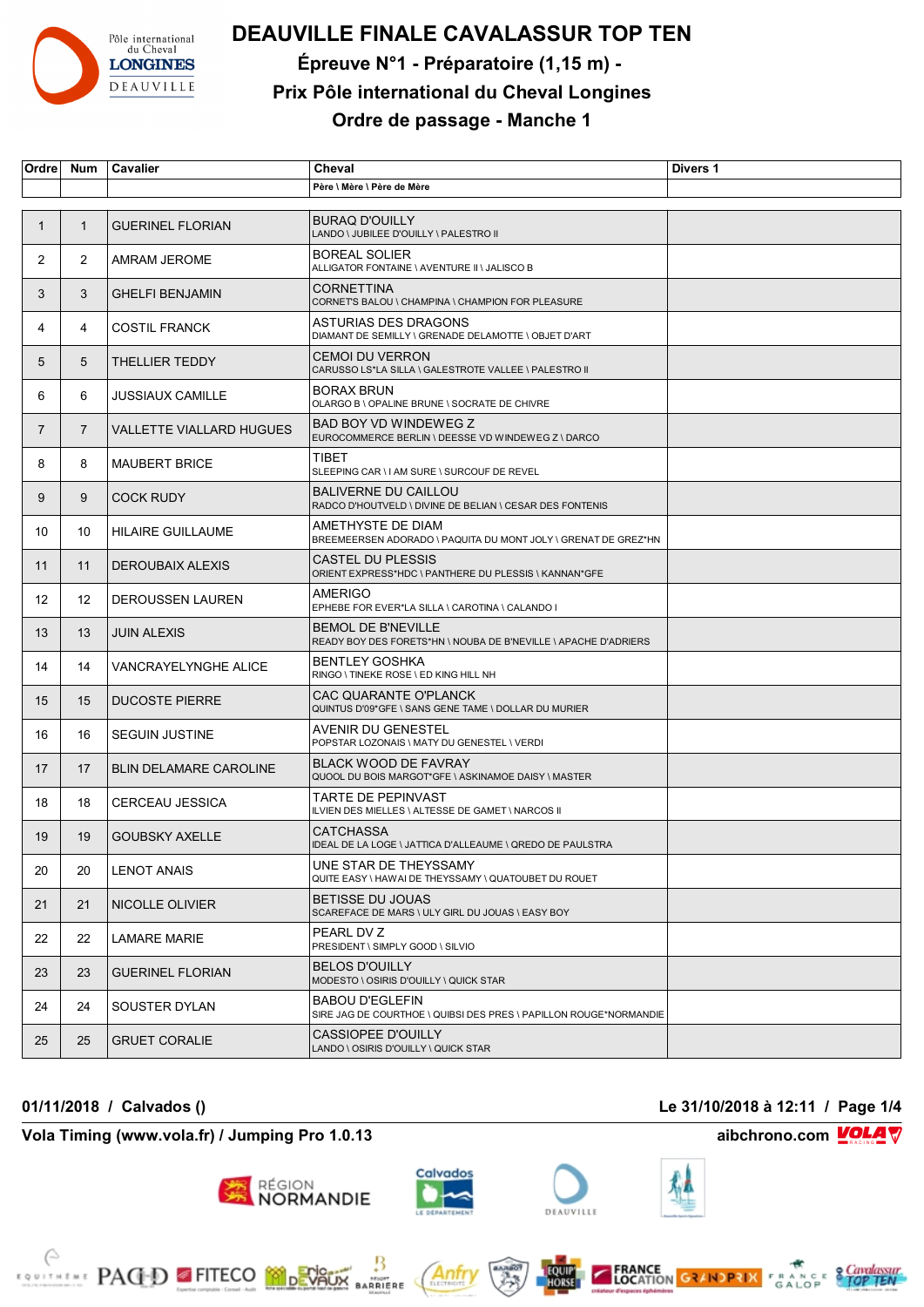# DEAUVILLE FINALE CAVALASSUR TOP TEN

## Épreuve N°1 - Préparatoire (1,15 m) -

## Prix Pôle international du Cheval Longines

## Ordre de passage - Manche 1

| Ordre | Num | Cavalier | Cheval<br>Père \ Mère \ Père de Mère | Divers 1 |
|---|---|---|---|---|
| 1 | 1 | GUERINEL FLORIAN | BURAQ D'OUILLY<br>LANDO \ JUBILEE D'OUILLY \ PALESTRO II | |
| 2 | 2 | AMRAM JEROME | BOREAL SOLIER<br>ALLIGATOR FONTAINE \ AVENTURE II \ JALISCO B | |
| 3 | 3 | GHELFI BENJAMIN | CORNETTINA<br>CORNET'S BALOU \ CHAMPINA \ CHAMPION FOR PLEASURE | |
| 4 | 4 | COSTIL FRANCK | ASTURIAS DES DRAGONS<br>DIAMANT DE SEMILLY \ GRENADE DELAMOTTE \ OBJET D'ART | |
| 5 | 5 | THELLIER TEDDY | CEMOI DU VERRON<br>CARUSSO LS*LA SILLA \ GALESTROTE VALLEE \ PALESTRO II | |
| 6 | 6 | JUSSIAUX CAMILLE | BORAX BRUN<br>OLARGO B \ OPALINE BRUNE \ SOCRATE DE CHIVRE | |
| 7 | 7 | VALLETTE VIALLARD HUGUES | BAD BOY VD WINDEWEG Z<br>EUROCOMMERCE BERLIN \ DEESSE VD WINDEWEG Z \ DARCO | |
| 8 | 8 | MAUBERT BRICE | TIBET<br>SLEEPING CAR \ I AM SURE \ SURCOUF DE REVEL | |
| 9 | 9 | COCK RUDY | BALIVERNE DU CAILLOU<br>RADCO D'HOUTVELD \ DIVINE DE BELIAN \ CESAR DES FONTENIS | |
| 10 | 10 | HILAIRE GUILLAUME | AMETHYSTE DE DIAM<br>BREEMEERSEN ADORADO \ PAQUITA DU MONT JOLY \ GRENAT DE GREZ*HN | |
| 11 | 11 | DEROUBAIX ALEXIS | CASTEL DU PLESSIS<br>ORIENT EXPRESS*HDC \ PANTHERE DU PLESSIS \ KANNAN*GFE | |
| 12 | 12 | DEROUSSEN LAUREN | AMERIGO<br>EPHEBE FOR EVER*LA SILLA \ CAROTINA \ CALANDO I | |
| 13 | 13 | JUIN ALEXIS | BEMOL DE B'NEVILLE<br>READY BOY DES FORETS*HN \ NOUBA DE B'NEVILLE \ APACHE D'ADRIERS | |
| 14 | 14 | VANCRAYELYNGHE ALICE | BENTLEY GOSHKA<br>RINGO \ TINEKE ROSE \ ED KING HILL NH | |
| 15 | 15 | DUCOSTE PIERRE | CAC QUARANTE O'PLANCK<br>QUINTUS D'09*GFE \ SANS GENE TAME \ DOLLAR DU MURIER | |
| 16 | 16 | SEGUIN JUSTINE | AVENIR DU GENESTEL<br>POPSTAR LOZONAIS \ MATY DU GENESTEL \ VERDI | |
| 17 | 17 | BLIN DELAMARE CAROLINE | BLACK WOOD DE FAVRAY<br>QUOOL DU BOIS MARGOT*GFE \ ASKINAMOE DAISY \ MASTER | |
| 18 | 18 | CERCEAU JESSICA | TARTE DE PEPINVAST<br>ILVIEN DES MIELLES \ ALTESSE DE GAMET \ NARCOS II | |
| 19 | 19 | GOUBSKY AXELLE | CATCHASSA<br>IDEAL DE LA LOGE \ JATTICA D'ALLEAUME \ QREDO DE PAULSTRA | |
| 20 | 20 | LENOT ANAIS | UNE STAR DE THEYSSAMY<br>QUITE EASY \ HAWAI DE THEYSSAMY \ QUATOUBET DU ROUET | |
| 21 | 21 | NICOLLE OLIVIER | BETISSE DU JOUAS<br>SCAREFACE DE MARS \ ULY GIRL DU JOUAS \ EASY BOY | |
| 22 | 22 | LAMARE MARIE | PEARL DV Z<br>PRESIDENT \ SIMPLY GOOD \ SILVIO | |
| 23 | 23 | GUERINEL FLORIAN | BELOS D'OUILLY<br>MODESTO \ OSIRIS D'OUILLY \ QUICK STAR | |
| 24 | 24 | SOUSTER DYLAN | BABOU D'EGLEFIN<br>SIRE JAG DE COURTHOE \ QUIBSI DES PRES \ PAPILLON ROUGE*NORMANDIE | |
| 25 | 25 | GRUET CORALIE | CASSIOPEE D'OUILLY<br>LANDO \ OSIRIS D'OUILLY \ QUICK STAR | |

**01/11/2018 / Calvados ()** — **Le 31/10/2018 à 12:11**

**Vola Timing (www.vola.fr) / Jumping Pro 1.0.13** — **aibchrono.com**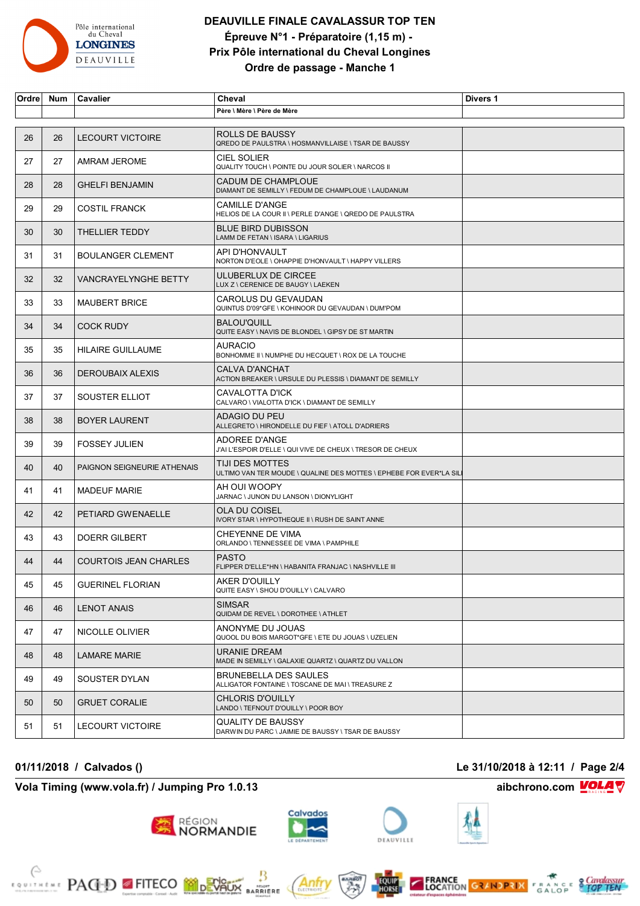# DEAUVILLE FINALE CAVALASSUR TOP TEN

## Épreuve N°1 - Préparatoire (1,15 m) -
## Prix Pôle international du Cheval Longines
## Ordre de passage - Manche 1

| Ordre | Num | Cavalier | Cheval<br>Père \ Mère \ Père de Mère | Divers 1 |
|---|---|---|---|---|
| 26 | 26 | LECOURT VICTOIRE | ROLLS DE BAUSSY<br>QREDO DE PAULSTRA \ HOSMANVILLAISE \ TSAR DE BAUSSY | |
| 27 | 27 | AMRAM JEROME | CIEL SOLIER<br>QUALITY TOUCH \ POINTE DU JOUR SOLIER \ NARCOS II | |
| 28 | 28 | GHELFI BENJAMIN | CADUM DE CHAMPLOUE<br>DIAMANT DE SEMILLY \ FEDUM DE CHAMPLOUE \ LAUDANUM | |
| 29 | 29 | COSTIL FRANCK | CAMILLE D'ANGE<br>HELIOS DE LA COUR II \ PERLE D'ANGE \ QREDO DE PAULSTRA | |
| 30 | 30 | THELLIER TEDDY | BLUE BIRD DUBISSON<br>LAMM DE FETAN \ ISARA \ LIGARIUS | |
| 31 | 31 | BOULANGER CLEMENT | API D'HONVAULT<br>NORTON D'EOLE \ OHAPPIE D'HONVAULT \ HAPPY VILLERS | |
| 32 | 32 | VANCRAYELYNGHE BETTY | ULUBERLUX DE CIRCEE<br>LUX Z \ CERENICE DE BAUGY \ LAEKEN | |
| 33 | 33 | MAUBERT BRICE | CAROLUS DU GEVAUDAN<br>QUINTUS D'09*GFE \ KOHINOOR DU GEVAUDAN \ DUM'POM | |
| 34 | 34 | COCK RUDY | BALOU'QUILL<br>QUITE EASY \ NAVIS DE BLONDEL \ GIPSY DE ST MARTIN | |
| 35 | 35 | HILAIRE GUILLAUME | AURACIO<br>BONHOMME II \ NUMPHE DU HECQUET \ ROX DE LA TOUCHE | |
| 36 | 36 | DEROUBAIX ALEXIS | CALVA D'ANCHAT<br>ACTION BREAKER \ URSULE DU PLESSIS \ DIAMANT DE SEMILLY | |
| 37 | 37 | SOUSTER ELLIOT | CAVALOTTA D'ICK<br>CALVARO \ VIALOTTA D'ICK \ DIAMANT DE SEMILLY | |
| 38 | 38 | BOYER LAURENT | ADAGIO DU PEU<br>ALLEGRETO \ HIRONDELLE DU FIEF \ ATOLL D'ADRIERS | |
| 39 | 39 | FOSSEY JULIEN | ADOREE D'ANGE<br>J'AI L'ESPOIR D'ELLE \ QUI VIVE DE CHEUX \ TRESOR DE CHEUX | |
| 40 | 40 | PAIGNON SEIGNEURIE ATHENAIS | TIJI DES MOTTES<br>ULTIMO VAN TER MOUDE \ QUALINE DES MOTTES \ EPHEBE FOR EVER*LA SILI | |
| 41 | 41 | MADEUF MARIE | AH OUI WOOPY<br>JARNAC \ JUNON DU LANSON \ DIONYLIGHT | |
| 42 | 42 | PETIARD GWENAELLE | OLA DU COISEL<br>IVORY STAR \ HYPOTHEQUE II \ RUSH DE SAINT ANNE | |
| 43 | 43 | DOERR GILBERT | CHEYENNE DE VIMA<br>ORLANDO \ TENNESSEE DE VIMA \ PAMPHILE | |
| 44 | 44 | COURTOIS JEAN CHARLES | PASTO<br>FLIPPER D'ELLE*HN \ HABANITA FRANJAC \ NASHVILLE III | |
| 45 | 45 | GUERINEL FLORIAN | AKER D'OUILLY<br>QUITE EASY \ SHOU D'OUILLY \ CALVARO | |
| 46 | 46 | LENOT ANAIS | SIMSAR<br>QUIDAM DE REVEL \ DOROTHEE \ ATHLET | |
| 47 | 47 | NICOLLE OLIVIER | ANONYME DU JOUAS<br>QUOOL DU BOIS MARGOT*GFE \ ETE DU JOUAS \ UZELIEN | |
| 48 | 48 | LAMARE MARIE | URANIE DREAM<br>MADE IN SEMILLY \ GALAXIE QUARTZ \ QUARTZ DU VALLON | |
| 49 | 49 | SOUSTER DYLAN | BRUNEBELLA DES SAULES<br>ALLIGATOR FONTAINE \ TOSCANE DE MAI \ TREASURE Z | |
| 50 | 50 | GRUET CORALIE | CHLORIS D'OUILLY<br>LANDO \ TEFNOUT D'OUILLY \ POOR BOY | |
| 51 | 51 | LECOURT VICTOIRE | QUALITY DE BAUSSY<br>DARWIN DU PARC \ JAIMIE DE BAUSSY \ TSAR DE BAUSSY | |

**01/11/2018 / Calvados ()** — **Le 31/10/2018 à 12:11**

**Vola Timing (www.vola.fr) / Jumping Pro 1.0.13** — **aibchrono.com**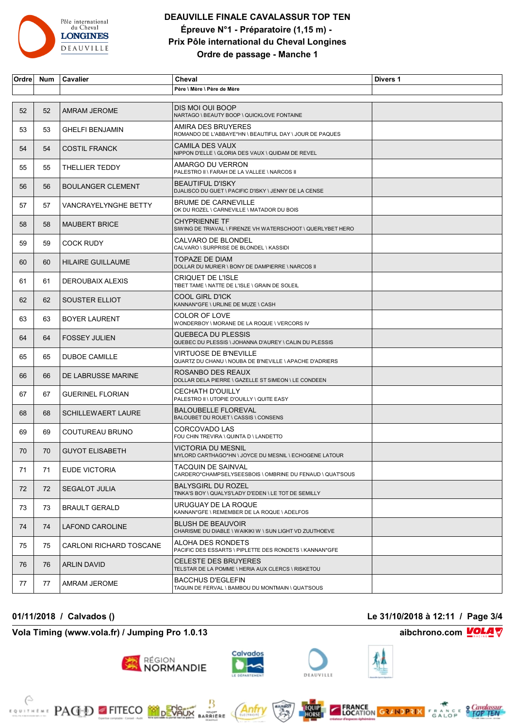# DEAUVILLE FINALE CAVALASSUR TOP TEN

## Épreuve N°1 - Préparatoire (1,15 m) -

## Prix Pôle international du Cheval Longines

## Ordre de passage - Manche 1

| Ordre | Num | Cavalier | Cheval<br>Père \ Mère \ Père de Mère | Divers 1 |
|---|---|---|---|---|
| 52 | 52 | AMRAM JEROME | DIS MOI OUI BOOP<br>NARTAGO \ BEAUTY BOOP \ QUICKLOVE FONTAINE | |
| 53 | 53 | GHELFI BENJAMIN | AMIRA DES BRUYERES<br>ROMANDO DE L'ABBAYE*HN \ BEAUTIFUL DAY \ JOUR DE PAQUES | |
| 54 | 54 | COSTIL FRANCK | CAMILA DES VAUX<br>NIPPON D'ELLE \ GLORIA DES VAUX \ QUIDAM DE REVEL | |
| 55 | 55 | THELLIER TEDDY | AMARGO DU VERRON<br>PALESTRO II \ FARAH DE LA VALLEE \ NARCOS II | |
| 56 | 56 | BOULANGER CLEMENT | BEAUTIFUL D'ISKY<br>DJALISCO DU GUET \ PACIFIC D'ISKY \ JENNY DE LA CENSE | |
| 57 | 57 | VANCRAYELYNGHE BETTY | BRUME DE CARNEVILLE<br>OK DU ROZEL \ CARNEVILLE \ MATADOR DU BOIS | |
| 58 | 58 | MAUBERT BRICE | CHYPRIENNE TF<br>SIWING DE TRIAVAL \ FIRENZE VH WATERSCHOOT \ QUERLYBET HERO | |
| 59 | 59 | COCK RUDY | CALVARO DE BLONDEL<br>CALVARO \ SURPRISE DE BLONDEL \ KASSIDI | |
| 60 | 60 | HILAIRE GUILLAUME | TOPAZE DE DIAM<br>DOLLAR DU MURIER \ BONY DE DAMPIERRE \ NARCOS II | |
| 61 | 61 | DEROUBAIX ALEXIS | CRIQUET DE L'ISLE<br>TIBET TAME \ NATTE DE L'ISLE \ GRAIN DE SOLEIL | |
| 62 | 62 | SOUSTER ELLIOT | COOL GIRL D'ICK<br>KANNAN*GFE \ URLINE DE MUZE \ CASH | |
| 63 | 63 | BOYER LAURENT | COLOR OF LOVE<br>WONDERBOY \ MORANE DE LA ROQUE \ VERCORS IV | |
| 64 | 64 | FOSSEY JULIEN | QUEBECA DU PLESSIS<br>QUEBEC DU PLESSIS \ JOHANNA D'AUREY \ CALIN DU PLESSIS | |
| 65 | 65 | DUBOE CAMILLE | VIRTUOSE DE B'NEVILLE<br>QUARTZ DU CHANU \ NOUBA DE B'NEVILLE \ APACHE D'ADRIERS | |
| 66 | 66 | DE LABRUSSE MARINE | ROSANBO DES REAUX<br>DOLLAR DELA PIERRE \ GAZELLE ST SIMEON \ LE CONDEEN | |
| 67 | 67 | GUERINEL FLORIAN | CECHATH D'OUILLY<br>PALESTRO II \ UTOPIE D'OUILLY \ QUITE EASY | |
| 68 | 68 | SCHILLEWAERT LAURE | BALOUBELLE FLOREVAL<br>BALOUBET DU ROUET \ CASSIS \ CONSENS | |
| 69 | 69 | COUTUREAU BRUNO | CORCOVADO LAS<br>FOU CHIN TREVIRA \ QUINTA D \ LANDETTO | |
| 70 | 70 | GUYOT ELISABETH | VICTORIA DU MESNIL<br>MYLORD CARTHAGO*HN \ JOYCE DU MESNIL \ ECHOGENE LATOUR | |
| 71 | 71 | EUDE VICTORIA | TACQUIN DE SAINVAL<br>CARDERO*CHAMPSELYSEESBOIS \ OMBRINE DU FENAUD \ QUAT'SOUS | |
| 72 | 72 | SEGALOT JULIA | BALYSGIRL DU ROZEL<br>TINKA'S BOY \ QUALYS'LADY D'EDEN \ LE TOT DE SEMILLY | |
| 73 | 73 | BRAULT GERALD | URUGUAY DE LA ROQUE<br>KANNAN*GFE \ REMEMBER DE LA ROQUE \ ADELFOS | |
| 74 | 74 | LAFOND CAROLINE | BLUSH DE BEAUVOIR<br>CHARISME DU DIABLE \ WAIKIKI W \ SUN LIGHT VD ZUUTHOEVE | |
| 75 | 75 | CARLONI RICHARD TOSCANE | ALOHA DES RONDETS<br>PACIFIC DES ESSARTS \ PIPLETTE DES RONDETS \ KANNAN*GFE | |
| 76 | 76 | ARLIN DAVID | CELESTE DES BRUYERES<br>TELSTAR DE LA POMME \ HERIA AUX CLERCS \ RISKETOU | |
| 77 | 77 | AMRAM JEROME | BACCHUS D'EGLEFIN<br>TAQUIN DE FERVAL \ BAMBOU DU MONTMAIN \ QUAT'SOUS | |

**01/11/2018 / Calvados ()** — **Le 31/10/2018 à 12:11**

**Vola Timing (www.vola.fr) / Jumping Pro 1.0.13** — **aibchrono.com**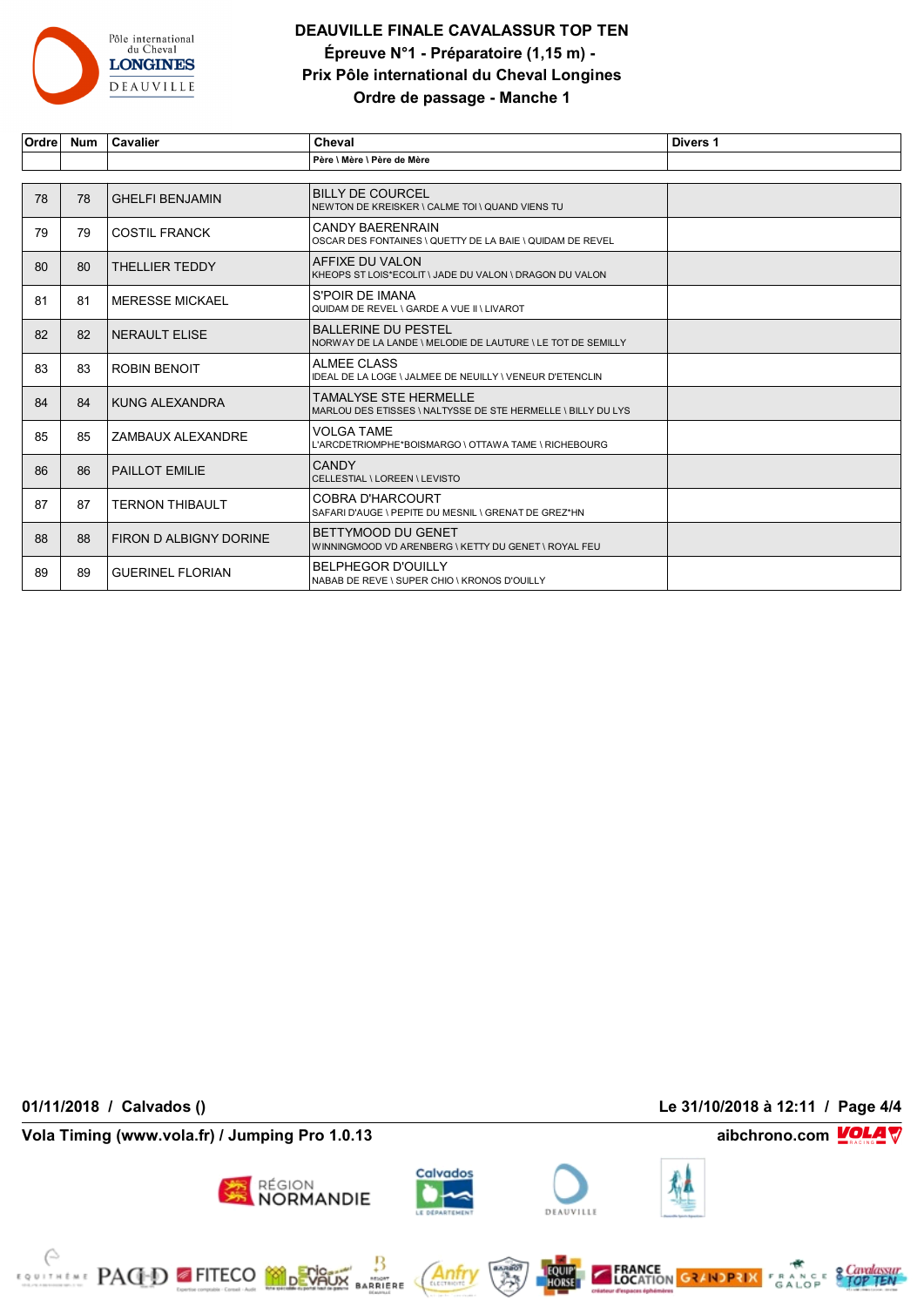# DEAUVILLE FINALE CAVALASSUR TOP TEN
## Épreuve N°1 - Préparatoire (1,15 m) -
## Prix Pôle international du Cheval Longines
## Ordre de passage - Manche 1

| Ordre | Num | Cavalier | Cheval<br>Père \ Mère \ Père de Mère | Divers 1 |
|---|---|---|---|---|
| 78 | 78 | GHELFI BENJAMIN | BILLY DE COURCEL<br>NEWTON DE KREISKER \ CALME TOI \ QUAND VIENS TU | |
| 79 | 79 | COSTIL FRANCK | CANDY BAERENRAIN<br>OSCAR DES FONTAINES \ QUETTY DE LA BAIE \ QUIDAM DE REVEL | |
| 80 | 80 | THELLIER TEDDY | AFFIXE DU VALON<br>KHEOPS ST LOIS*ECOLIT \ JADE DU VALON \ DRAGON DU VALON | |
| 81 | 81 | MERESSE MICKAEL | S'POIR DE IMANA<br>QUIDAM DE REVEL \ GARDE A VUE II \ LIVAROT | |
| 82 | 82 | NERAULT ELISE | BALLERINE DU PESTEL<br>NORWAY DE LA LANDE \ MELODIE DE LAUTURE \ LE TOT DE SEMILLY | |
| 83 | 83 | ROBIN BENOIT | ALMEE CLASS<br>IDEAL DE LA LOGE \ JALMEE DE NEUILLY \ VENEUR D'ETENCLIN | |
| 84 | 84 | KUNG ALEXANDRA | TAMALYSE STE HERMELLE<br>MARLOU DES ETISSES \ NALTYSSE DE STE HERMELLE \ BILLY DU LYS | |
| 85 | 85 | ZAMBAUX ALEXANDRE | VOLGA TAME<br>L'ARCDETRIOMPHE*BOISMARGO \ OTTAWA TAME \ RICHEBOURG | |
| 86 | 86 | PAILLOT EMILIE | CANDY<br>CELLESTIAL \ LOREEN \ LEVISTO | |
| 87 | 87 | TERNON THIBAULT | COBRA D'HARCOURT<br>SAFARI D'AUGE \ PEPITE DU MESNIL \ GRENAT DE GREZ*HN | |
| 88 | 88 | FIRON D ALBIGNY DORINE | BETTYMOOD DU GENET<br>WINNINGMOOD VD ARENBERG \ KETTY DU GENET \ ROYAL FEU | |
| 89 | 89 | GUERINEL FLORIAN | BELPHEGOR D'OUILLY<br>NABAB DE REVE \ SUPER CHIO \ KRONOS D'OUILLY | |

**01/11/2018 / Calvados ()** — **Le 31/10/2018 à 12:11**

**Vola Timing (www.vola.fr) / Jumping Pro 1.0.13** — **aibchrono.com**